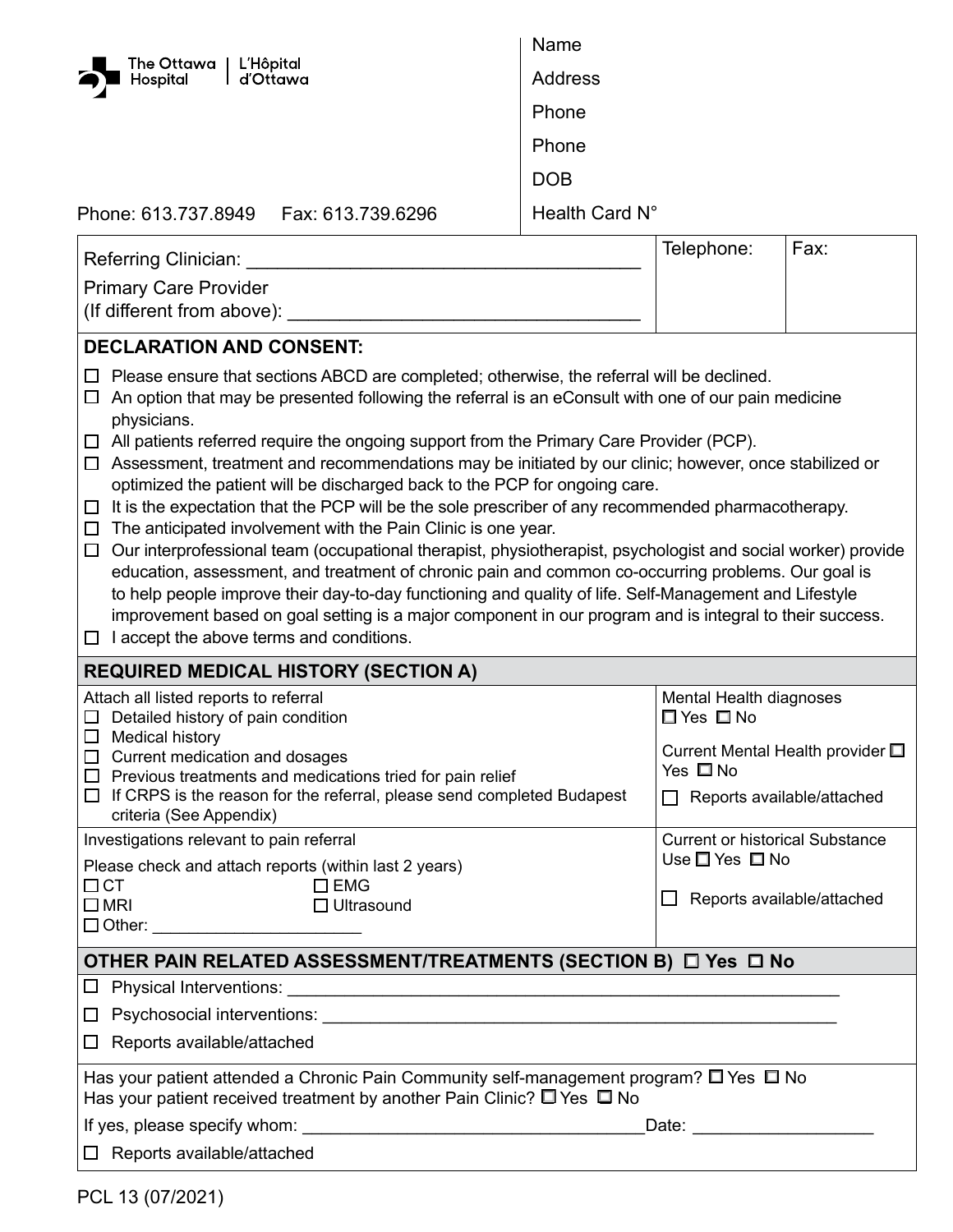The Ottawa Hospital | L'Hôpital d'Ottawa

Phone: 613.737.8949 Fax: 613.739.6296

Name

Address

Phone

Phone

DOB

Health Card N°

| Referring Clinician: ______________________________________ | Telephone: | Fax: |
|---|---|---|
| Primary Care Provider (If different from above): ______________________________ | | |

## DECLARATION AND CONSENT:

- ☐ Please ensure that sections ABCD are completed; otherwise, the referral will be declined.
- ☐ An option that may be presented following the referral is an eConsult with one of our pain medicine physicians.
- ☐ All patients referred require the ongoing support from the Primary Care Provider (PCP).
- ☐ Assessment, treatment and recommendations may be initiated by our clinic; however, once stabilized or optimized the patient will be discharged back to the PCP for ongoing care.
- ☐ It is the expectation that the PCP will be the sole prescriber of any recommended pharmacotherapy.
- ☐ The anticipated involvement with the Pain Clinic is one year.
- ☐ Our interprofessional team (occupational therapist, physiotherapist, psychologist and social worker) provide education, assessment, and treatment of chronic pain and common co-occurring problems. Our goal is to help people improve their day-to-day functioning and quality of life. Self-Management and Lifestyle improvement based on goal setting is a major component in our program and is integral to their success.
- ☐ I accept the above terms and conditions.

## REQUIRED MEDICAL HISTORY (SECTION A)

| | |
|---|---|
| Attach all listed reports to referral<br>☐ Detailed history of pain condition<br>☐ Medical history<br>☐ Current medication and dosages<br>☐ Previous treatments and medications tried for pain relief<br>☐ If CRPS is the reason for the referral, please send completed Budapest criteria (See Appendix) | Mental Health diagnoses<br>☐ Yes ☐ No<br>Current Mental Health provider ☐ Yes ☐ No<br>☐ Reports available/attached |
| Investigations relevant to pain referral<br>Please check and attach reports (within last 2 years)<br>☐ CT ☐ EMG<br>☐ MRI ☐ Ultrasound<br>☐ Other: ______________________ | Current or historical Substance Use ☐ Yes ☐ No<br>☐ Reports available/attached |

## OTHER PAIN RELATED ASSESSMENT/TREATMENTS (SECTION B) ☐ Yes ☐ No

- ☐ Physical Interventions: ____________________________________________________________
- ☐ Psychosocial interventions: ________________________________________________________
- ☐ Reports available/attached

Has your patient attended a Chronic Pain Community self-management program? ☐ Yes ☐ No

Has your patient received treatment by another Pain Clinic? ☐ Yes ☐ No

If yes, please specify whom: ____________________________________Date: ___________________

☐ Reports available/attached

PCL 13 (07/2021)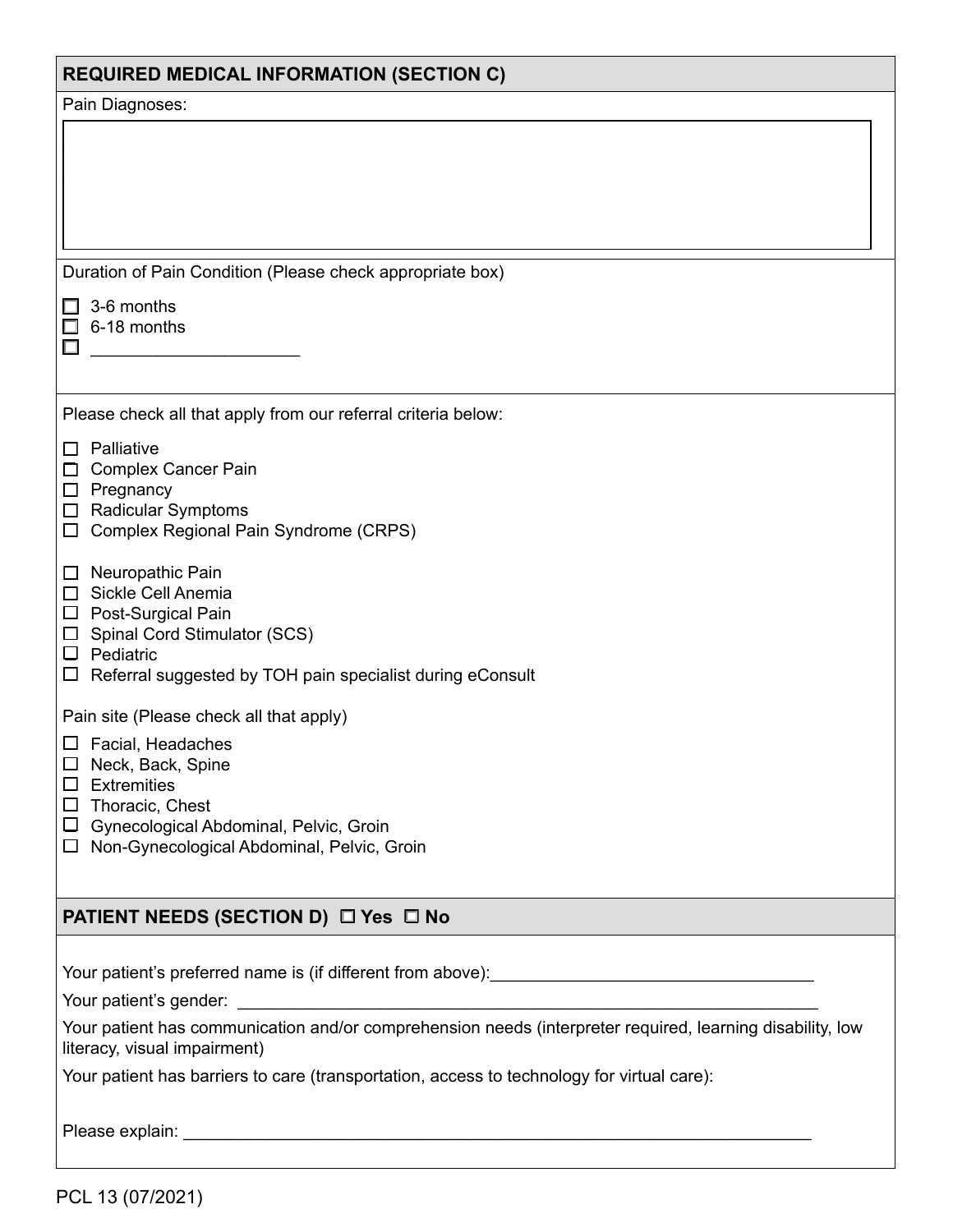## REQUIRED MEDICAL INFORMATION (SECTION C)

Pain Diagnoses:

Duration of Pain Condition (Please check appropriate box)

- ☐ 3-6 months
- ☐ 6-18 months
- ☐ ______________________

Please check all that apply from our referral criteria below:

- ☐ Palliative
- ☐ Complex Cancer Pain
- ☐ Pregnancy
- ☐ Radicular Symptoms
- ☐ Complex Regional Pain Syndrome (CRPS)

- ☐ Neuropathic Pain
- ☐ Sickle Cell Anemia
- ☐ Post-Surgical Pain
- ☐ Spinal Cord Stimulator (SCS)
- ☐ Pediatric
- ☐ Referral suggested by TOH pain specialist during eConsult

Pain site (Please check all that apply)

- ☐ Facial, Headaches
- ☐ Neck, Back, Spine
- ☐ Extremities
- ☐ Thoracic, Chest
- ☐ Gynecological Abdominal, Pelvic, Groin
- ☐ Non-Gynecological Abdominal, Pelvic, Groin

## PATIENT NEEDS (SECTION D) ☐ Yes ☐ No

Your patient's preferred name is (if different from above):__________________________________

Your patient's gender: _________________________________________________________________

Your patient has communication and/or comprehension needs (interpreter required, learning disability, low literacy, visual impairment)

Your patient has barriers to care (transportation, access to technology for virtual care):

Please explain: _____________________________________________________________________

PCL 13 (07/2021)